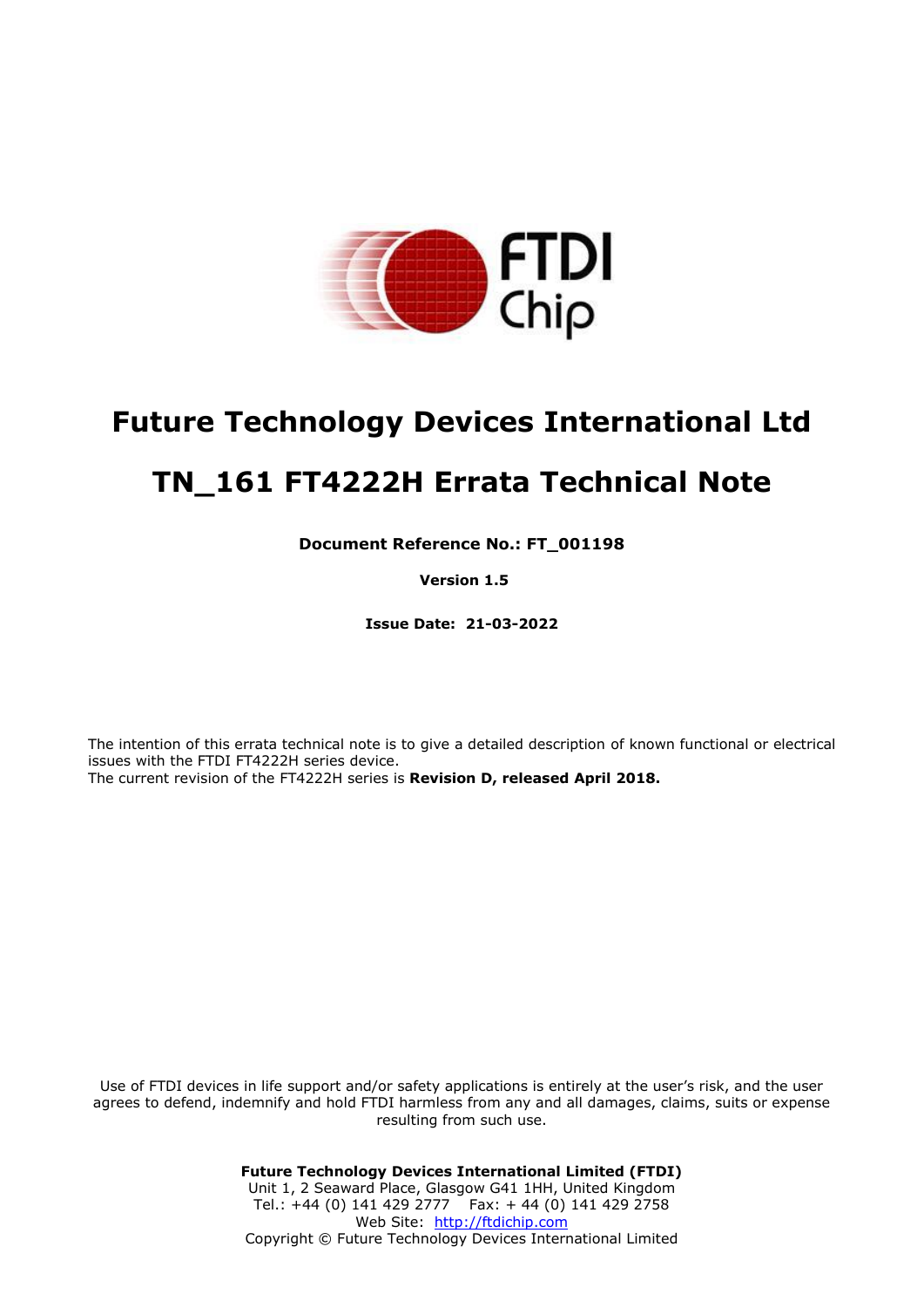# Future Technology Devices International Ltd

# TN_161 FT4222H Errata Technical Note

**Document Reference No.: FT_001198**

**Version 1.5**

**Issue Date: 21-03-2022**

The intention of this errata technical note is to give a detailed description of known functional or electrical issues with the FTDI FT4222H series device.
The current revision of the FT4222H series is **Revision D, released April 2018.**

Use of FTDI devices in life support and/or safety applications is entirely at the user's risk, and the user agrees to defend, indemnify and hold FTDI harmless from any and all damages, claims, suits or expense resulting from such use.

**Future Technology Devices International Limited (FTDI)**
Unit 1, 2 Seaward Place, Glasgow G41 1HH, United Kingdom
Tel.: +44 (0) 141 429 2777 Fax: + 44 (0) 141 429 2758
Web Site: http://ftdichip.com
Copyright © Future Technology Devices International Limited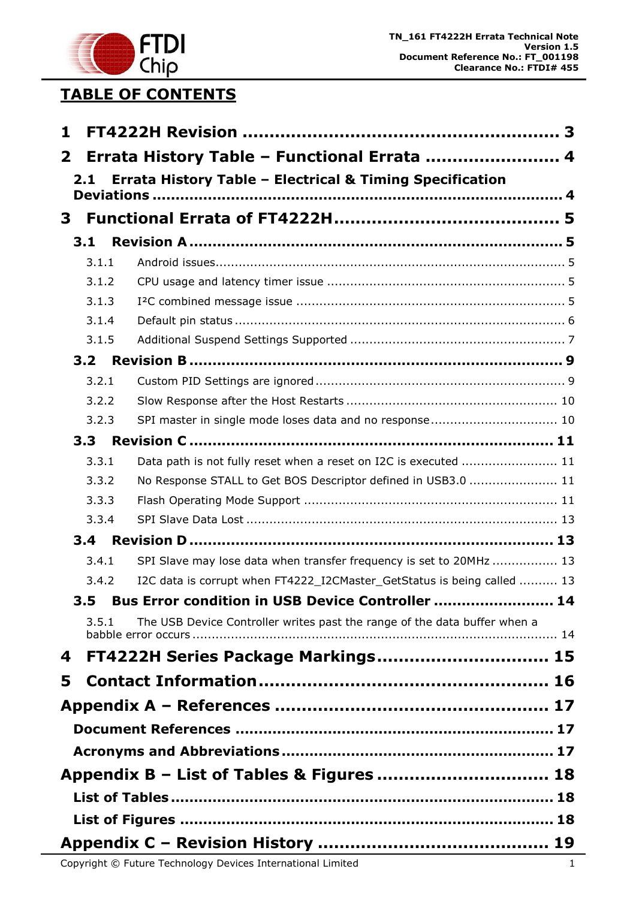# TABLE OF CONTENTS

**1 FT4222H Revision ........................................................ 3**

**2 Errata History Table – Functional Errata ........................ 4**

**2.1 Errata History Table – Electrical & Timing Specification Deviations ........................................................................ 4**

**3 Functional Errata of FT4222H........................................ 5**

**3.1 Revision A ............................................................... 5**

3.1.1 Android issues.......................................................................... 5

3.1.2 CPU usage and latency timer issue ............................................. 5

3.1.3 I²C combined message issue ..................................................... 5

3.1.4 Default pin status ..................................................................... 6

3.1.5 Additional Suspend Settings Supported ....................................... 7

**3.2 Revision B ............................................................... 9**

3.2.1 Custom PID Settings are ignored ................................................. 9

3.2.2 Slow Response after the Host Restarts ...................................... 10

3.2.3 SPI master in single mode loses data and no response................................ 10

**3.3 Revision C ............................................................. 11**

3.3.1 Data path is not fully reset when a reset on I2C is executed ........................ 11

3.3.2 No Response STALL to Get BOS Descriptor defined in USB3.0 ...................... 11

3.3.3 Flash Operating Mode Support ................................................. 11

3.3.4 SPI Slave Data Lost ................................................................ 13

**3.4 Revision D ............................................................. 13**

3.4.1 SPI Slave may lose data when transfer frequency is set to 20MHz ................ 13

3.4.2 I2C data is corrupt when FT4222_I2CMaster_GetStatus is being called .......... 13

**3.5 Bus Error condition in USB Device Controller ......................... 14**

3.5.1 The USB Device Controller writes past the range of the data buffer when a babble error occurs ............................................................................. 14

**4 FT4222H Series Package Markings.............................. 15**

**5 Contact Information.................................................... 16**

**Appendix A – References ................................................. 17**

**Document References .................................................................. 17**

**Acronyms and Abbreviations......................................................... 17**

**Appendix B – List of Tables & Figures ............................... 18**

**List of Tables................................................................................ 18**

**List of Figures .............................................................................. 18**

**Appendix C – Revision History .......................................... 19**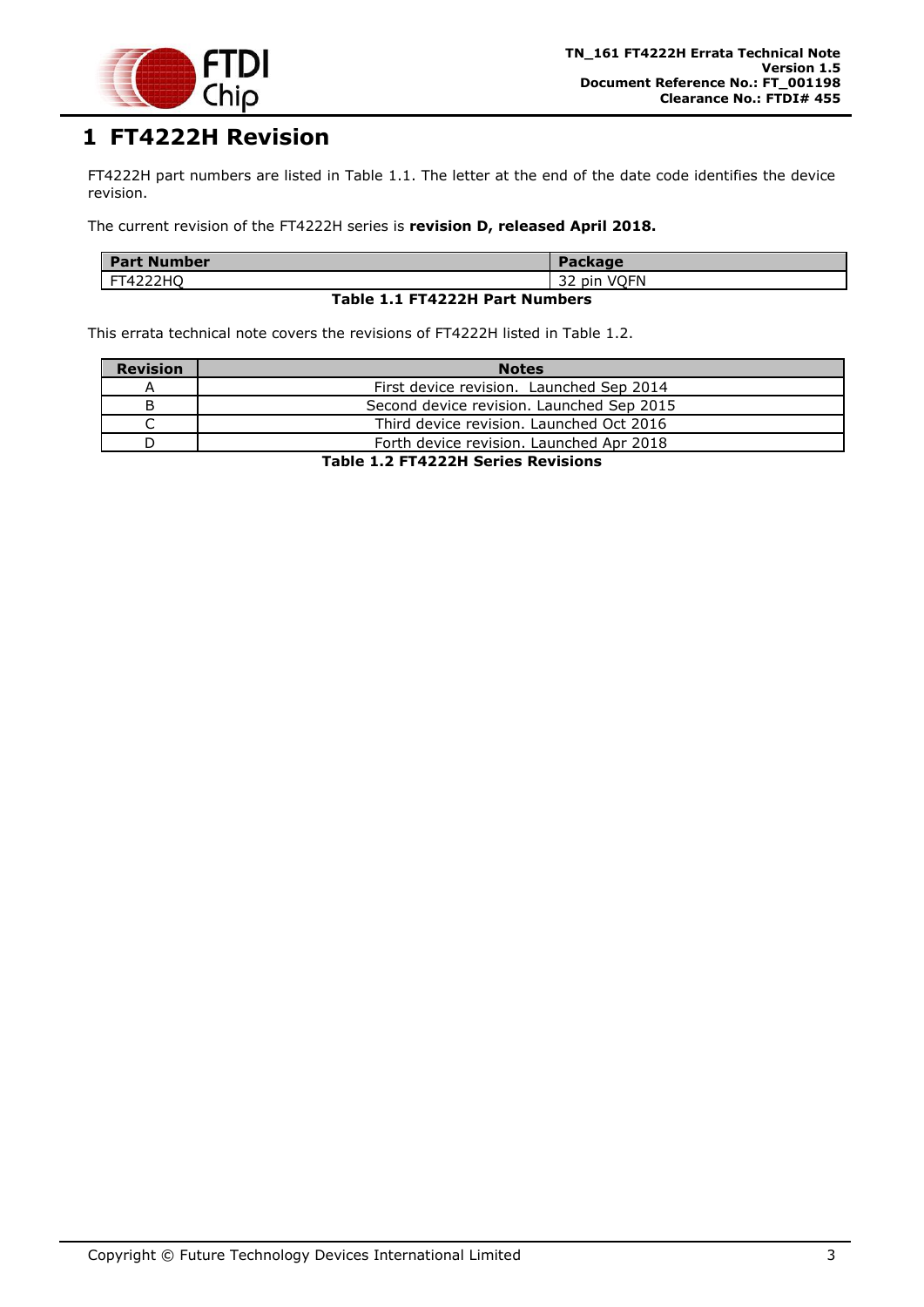# 1 FT4222H Revision

FT4222H part numbers are listed in Table 1.1. The letter at the end of the date code identifies the device revision.

The current revision of the FT4222H series is **revision D, released April 2018.**

| Part Number | Package |
|---|---|
| FT4222HQ | 32 pin VQFN |

**Table 1.1 FT4222H Part Numbers**

This errata technical note covers the revisions of FT4222H listed in Table 1.2.

| Revision | Notes |
|---|---|
| A | First device revision. Launched Sep 2014 |
| B | Second device revision. Launched Sep 2015 |
| C | Third device revision. Launched Oct 2016 |
| D | Forth device revision. Launched Apr 2018 |

**Table 1.2 FT4222H Series Revisions**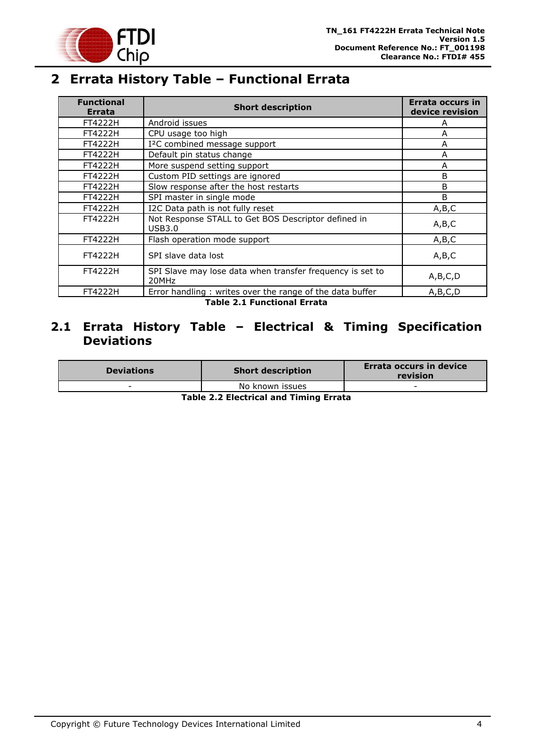# 2 Errata History Table – Functional Errata

| Functional Errata | Short description | Errata occurs in device revision |
|---|---|---|
| FT4222H | Android issues | A |
| FT4222H | CPU usage too high | A |
| FT4222H | I²C combined message support | A |
| FT4222H | Default pin status change | A |
| FT4222H | More suspend setting support | A |
| FT4222H | Custom PID settings are ignored | B |
| FT4222H | Slow response after the host restarts | B |
| FT4222H | SPI master in single mode | B |
| FT4222H | I2C Data path is not fully reset | A,B,C |
| FT4222H | Not Response STALL to Get BOS Descriptor defined in USB3.0 | A,B,C |
| FT4222H | Flash operation mode support | A,B,C |
| FT4222H | SPI slave data lost | A,B,C |
| FT4222H | SPI Slave may lose data when transfer frequency is set to 20MHz | A,B,C,D |
| FT4222H | Error handling : writes over the range of the data buffer | A,B,C,D |

**Table 2.1 Functional Errata**

## 2.1 Errata History Table – Electrical & Timing Specification Deviations

| Deviations | Short description | Errata occurs in device revision |
|---|---|---|
| - | No known issues | - |

**Table 2.2 Electrical and Timing Errata**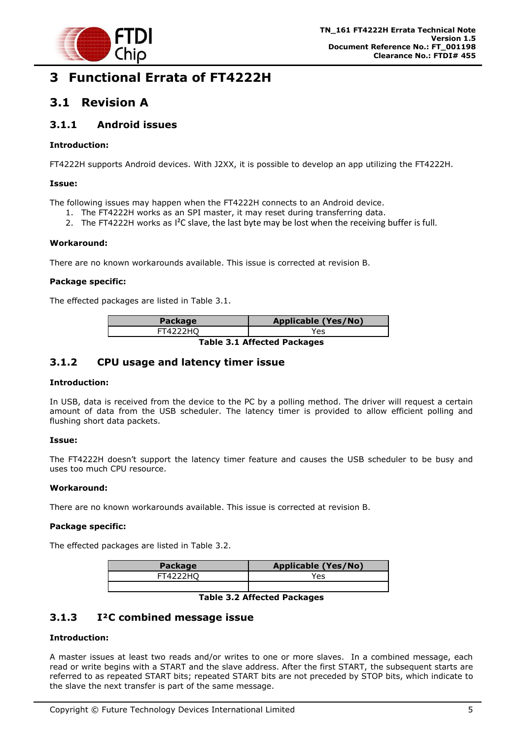# 3 Functional Errata of FT4222H

## 3.1 Revision A

### 3.1.1 Android issues

**Introduction:**

FT4222H supports Android devices. With J2XX, it is possible to develop an app utilizing the FT4222H.

**Issue:**

The following issues may happen when the FT4222H connects to an Android device.

1. The FT4222H works as an SPI master, it may reset during transferring data.
2. The FT4222H works as I²C slave, the last byte may be lost when the receiving buffer is full.

**Workaround:**

There are no known workarounds available. This issue is corrected at revision B.

**Package specific:**

The effected packages are listed in Table 3.1.

| Package | Applicable (Yes/No) |
|---|---|
| FT4222HQ | Yes |

**Table 3.1 Affected Packages**

### 3.1.2 CPU usage and latency timer issue

**Introduction:**

In USB, data is received from the device to the PC by a polling method. The driver will request a certain amount of data from the USB scheduler. The latency timer is provided to allow efficient polling and flushing short data packets.

**Issue:**

The FT4222H doesn't support the latency timer feature and causes the USB scheduler to be busy and uses too much CPU resource.

**Workaround:**

There are no known workarounds available. This issue is corrected at revision B.

**Package specific:**

The effected packages are listed in Table 3.2.

| Package | Applicable (Yes/No) |
|---|---|
| FT4222HQ | Yes |
| | |

**Table 3.2 Affected Packages**

### 3.1.3 I²C combined message issue

**Introduction:**

A master issues at least two reads and/or writes to one or more slaves. In a combined message, each read or write begins with a START and the slave address. After the first START, the subsequent starts are referred to as repeated START bits; repeated START bits are not preceded by STOP bits, which indicate to the slave the next transfer is part of the same message.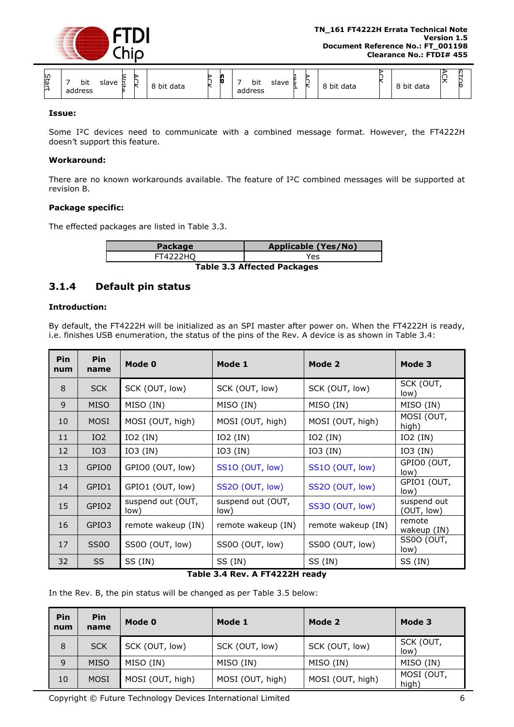| Start | 7 bit slave address | Write | ACK | 8 bit data | ACK | SR | 7 bit slave address | read | ACK | 8 bit data | ACK | 8 bit data | ACK | STOP |
|---|---|---|---|---|---|---|---|---|---|---|---|---|---|---|

**Issue:**

Some I²C devices need to communicate with a combined message format. However, the FT4222H doesn't support this feature.

**Workaround:**

There are no known workarounds available. The feature of I²C combined messages will be supported at revision B.

**Package specific:**

The effected packages are listed in Table 3.3.

| Package | Applicable (Yes/No) |
|---|---|
| FT4222HQ | Yes |

**Table 3.3 Affected Packages**

### 3.1.4 Default pin status

**Introduction:**

By default, the FT4222H will be initialized as an SPI master after power on. When the FT4222H is ready, i.e. finishes USB enumeration, the status of the pins of the Rev. A device is as shown in Table 3.4:

| Pin num | Pin name | Mode 0 | Mode 1 | Mode 2 | Mode 3 |
|---|---|---|---|---|---|
| 8 | SCK | SCK (OUT, low) | SCK (OUT, low) | SCK (OUT, low) | SCK (OUT, low) |
| 9 | MISO | MISO (IN) | MISO (IN) | MISO (IN) | MISO (IN) |
| 10 | MOSI | MOSI (OUT, high) | MOSI (OUT, high) | MOSI (OUT, high) | MOSI (OUT, high) |
| 11 | IO2 | IO2 (IN) | IO2 (IN) | IO2 (IN) | IO2 (IN) |
| 12 | IO3 | IO3 (IN) | IO3 (IN) | IO3 (IN) | IO3 (IN) |
| 13 | GPIO0 | GPIO0 (OUT, low) | SS1O (OUT, low) | SS1O (OUT, low) | GPIO0 (OUT, low) |
| 14 | GPIO1 | GPIO1 (OUT, low) | SS2O (OUT, low) | SS2O (OUT, low) | GPIO1 (OUT, low) |
| 15 | GPIO2 | suspend out (OUT, low) | suspend out (OUT, low) | SS3O (OUT, low) | suspend out (OUT, low) |
| 16 | GPIO3 | remote wakeup (IN) | remote wakeup (IN) | remote wakeup (IN) | remote wakeup (IN) |
| 17 | SS0O | SS0O (OUT, low) | SS0O (OUT, low) | SS0O (OUT, low) | SS0O (OUT, low) |
| 32 | SS | SS (IN) | SS (IN) | SS (IN) | SS (IN) |

**Table 3.4 Rev. A FT4222H ready**

In the Rev. B, the pin status will be changed as per Table 3.5 below:

| Pin num | Pin name | Mode 0 | Mode 1 | Mode 2 | Mode 3 |
|---|---|---|---|---|---|
| 8 | SCK | SCK (OUT, low) | SCK (OUT, low) | SCK (OUT, low) | SCK (OUT, low) |
| 9 | MISO | MISO (IN) | MISO (IN) | MISO (IN) | MISO (IN) |
| 10 | MOSI | MOSI (OUT, high) | MOSI (OUT, high) | MOSI (OUT, high) | MOSI (OUT, high) |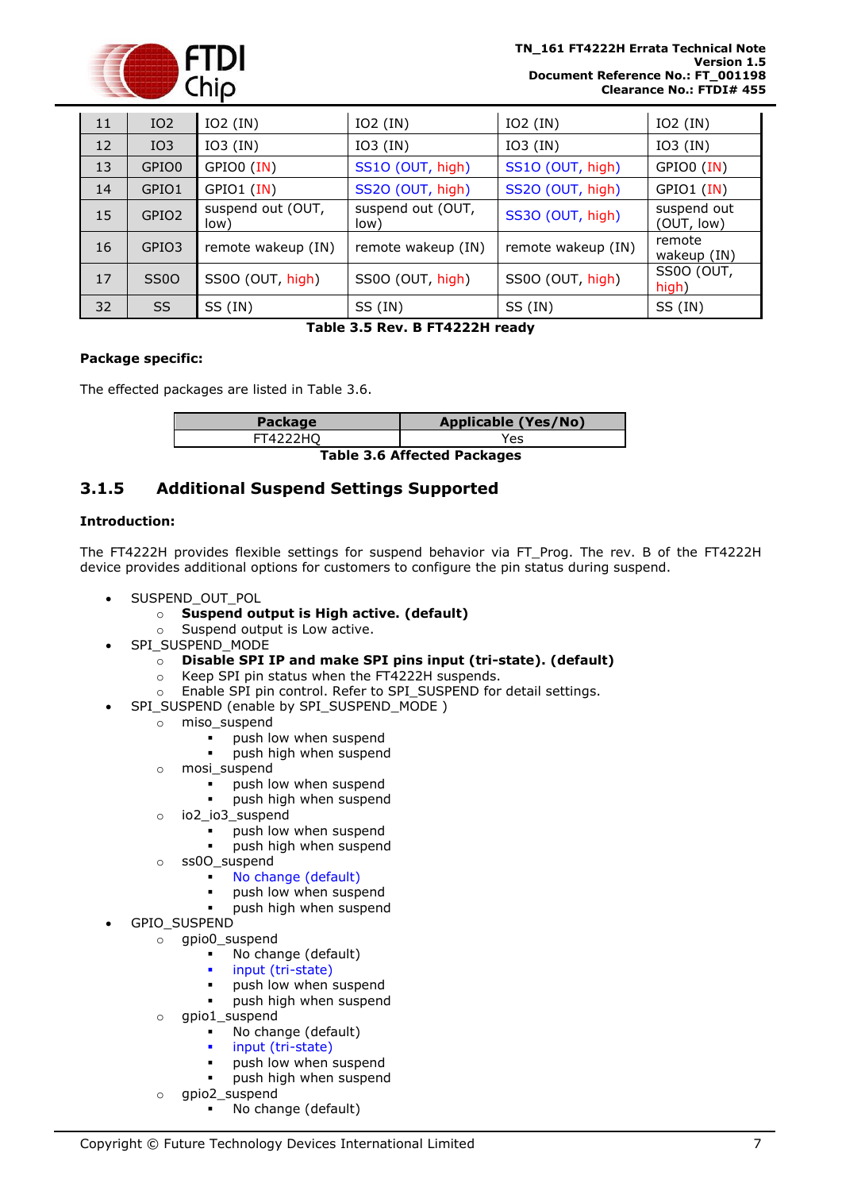| 11 | IO2 | IO2 (IN) | IO2 (IN) | IO2 (IN) | IO2 (IN) |
|---|---|---|---|---|---|
| 12 | IO3 | IO3 (IN) | IO3 (IN) | IO3 (IN) | IO3 (IN) |
| 13 | GPIO0 | GPIO0 (IN) | SS1O (OUT, high) | SS1O (OUT, high) | GPIO0 (IN) |
| 14 | GPIO1 | GPIO1 (IN) | SS2O (OUT, high) | SS2O (OUT, high) | GPIO1 (IN) |
| 15 | GPIO2 | suspend out (OUT, low) | suspend out (OUT, low) | SS3O (OUT, high) | suspend out (OUT, low) |
| 16 | GPIO3 | remote wakeup (IN) | remote wakeup (IN) | remote wakeup (IN) | remote wakeup (IN) |
| 17 | SS0O | SS0O (OUT, high) | SS0O (OUT, high) | SS0O (OUT, high) | SS0O (OUT, high) |
| 32 | SS | SS (IN) | SS (IN) | SS (IN) | SS (IN) |

**Table 3.5 Rev. B FT4222H ready**

**Package specific:**

The effected packages are listed in Table 3.6.

| Package | Applicable (Yes/No) |
|---|---|
| FT4222HQ | Yes |

**Table 3.6 Affected Packages**

### 3.1.5 Additional Suspend Settings Supported

**Introduction:**

The FT4222H provides flexible settings for suspend behavior via FT_Prog. The rev. B of the FT4222H device provides additional options for customers to configure the pin status during suspend.

- SUSPEND_OUT_POL
  - **Suspend output is High active. (default)**
  - Suspend output is Low active.
- SPI_SUSPEND_MODE
  - **Disable SPI IP and make SPI pins input (tri-state). (default)**
  - Keep SPI pin status when the FT4222H suspends.
  - Enable SPI pin control. Refer to SPI_SUSPEND for detail settings.
- SPI_SUSPEND (enable by SPI_SUSPEND_MODE )
  - miso_suspend
    - push low when suspend
    - push high when suspend
  - mosi_suspend
    - push low when suspend
    - push high when suspend
  - io2_io3_suspend
    - push low when suspend
    - push high when suspend
  - ss0O_suspend
    - No change (default)
    - push low when suspend
    - push high when suspend
- GPIO_SUSPEND
  - gpio0_suspend
    - No change (default)
    - input (tri-state)
    - push low when suspend
    - push high when suspend
  - gpio1_suspend
    - No change (default)
    - input (tri-state)
    - push low when suspend
    - push high when suspend
  - gpio2_suspend
    - No change (default)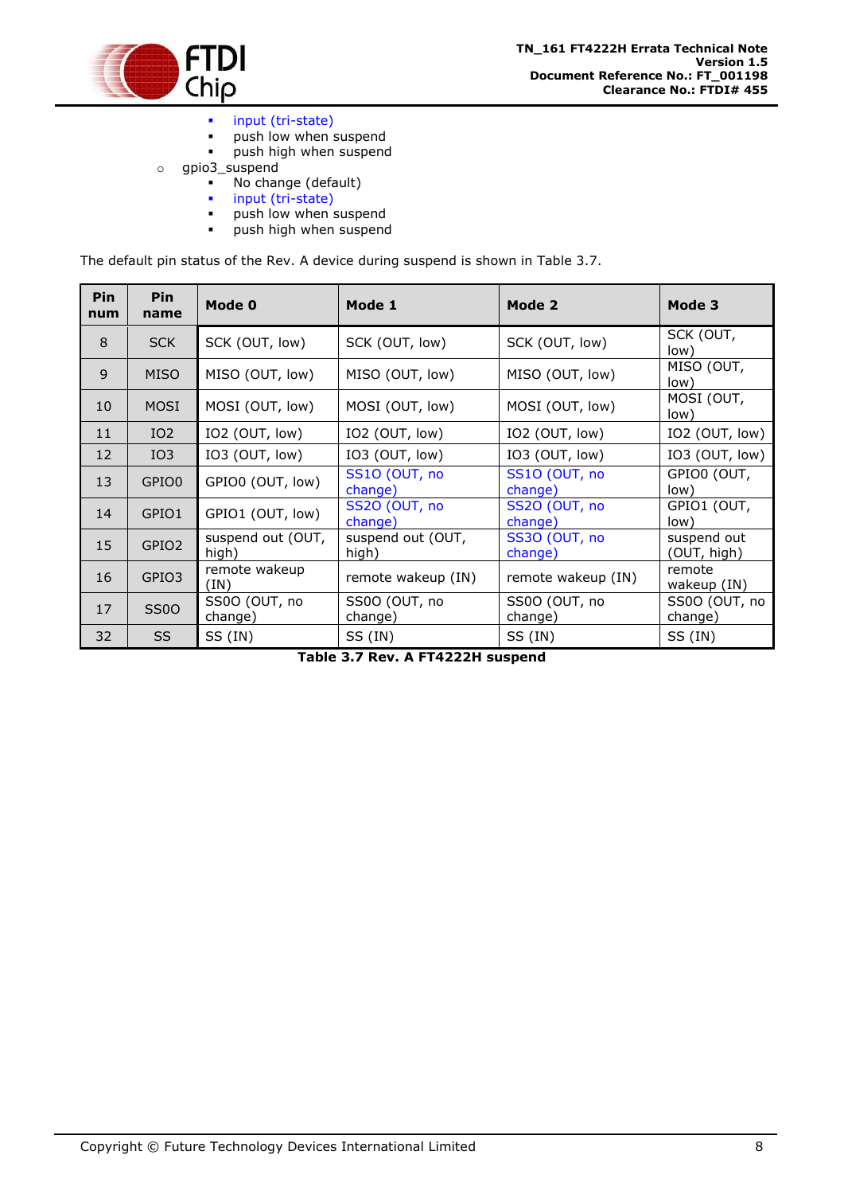- input (tri-state)
    - push low when suspend
    - push high when suspend
- gpio3_suspend
    - No change (default)
    - input (tri-state)
    - push low when suspend
    - push high when suspend

The default pin status of the Rev. A device during suspend is shown in Table 3.7.

| Pin num | Pin name | Mode 0 | Mode 1 | Mode 2 | Mode 3 |
|---|---|---|---|---|---|
| 8 | SCK | SCK (OUT, low) | SCK (OUT, low) | SCK (OUT, low) | SCK (OUT, low) |
| 9 | MISO | MISO (OUT, low) | MISO (OUT, low) | MISO (OUT, low) | MISO (OUT, low) |
| 10 | MOSI | MOSI (OUT, low) | MOSI (OUT, low) | MOSI (OUT, low) | MOSI (OUT, low) |
| 11 | IO2 | IO2 (OUT, low) | IO2 (OUT, low) | IO2 (OUT, low) | IO2 (OUT, low) |
| 12 | IO3 | IO3 (OUT, low) | IO3 (OUT, low) | IO3 (OUT, low) | IO3 (OUT, low) |
| 13 | GPIO0 | GPIO0 (OUT, low) | SS1O (OUT, no change) | SS1O (OUT, no change) | GPIO0 (OUT, low) |
| 14 | GPIO1 | GPIO1 (OUT, low) | SS2O (OUT, no change) | SS2O (OUT, no change) | GPIO1 (OUT, low) |
| 15 | GPIO2 | suspend out (OUT, high) | suspend out (OUT, high) | SS3O (OUT, no change) | suspend out (OUT, high) |
| 16 | GPIO3 | remote wakeup (IN) | remote wakeup (IN) | remote wakeup (IN) | remote wakeup (IN) |
| 17 | SS0O | SS0O (OUT, no change) | SS0O (OUT, no change) | SS0O (OUT, no change) | SS0O (OUT, no change) |
| 32 | SS | SS (IN) | SS (IN) | SS (IN) | SS (IN) |

**Table 3.7 Rev. A FT4222H suspend**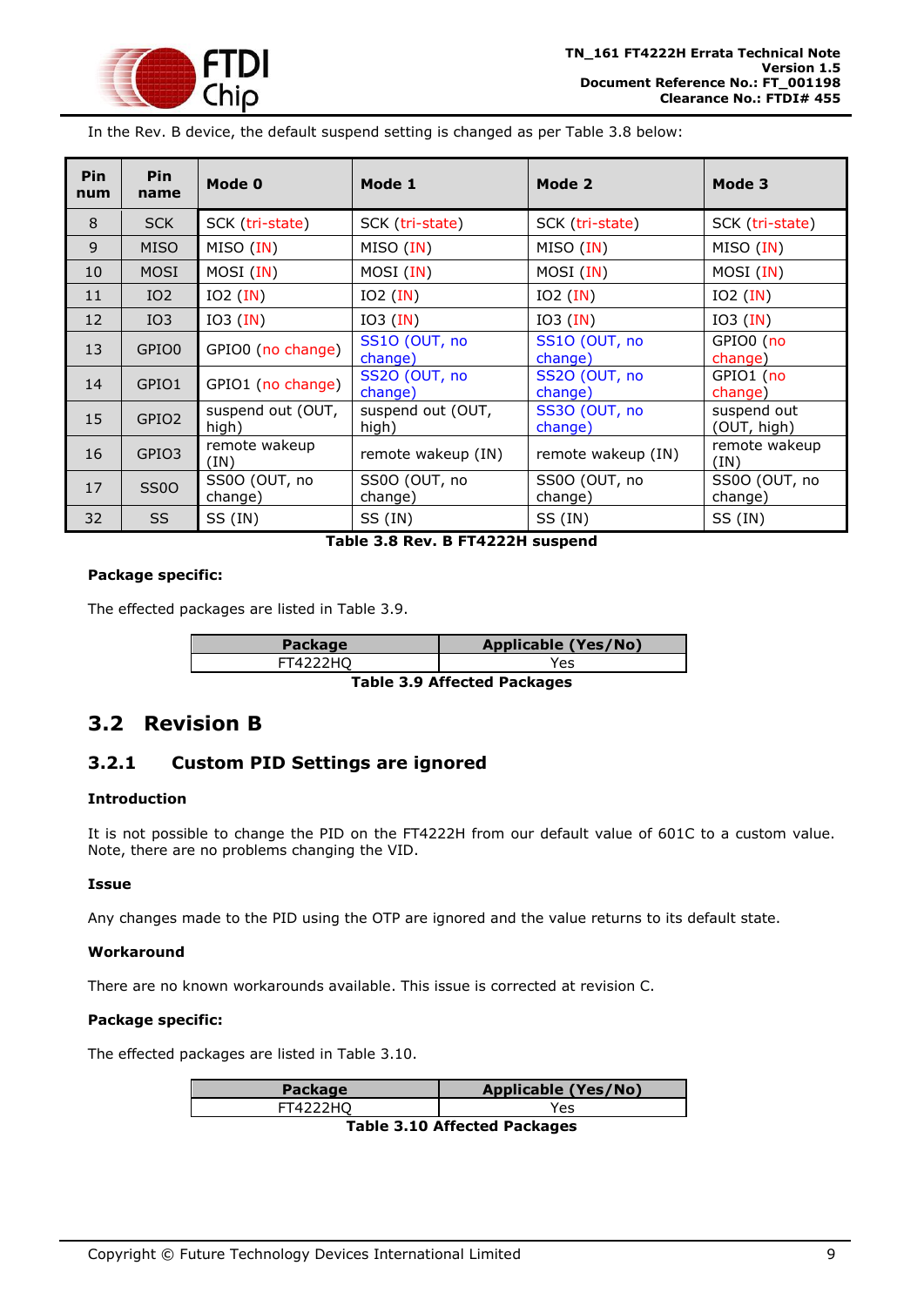In the Rev. B device, the default suspend setting is changed as per Table 3.8 below:

| Pin num | Pin name | Mode 0 | Mode 1 | Mode 2 | Mode 3 |
|---|---|---|---|---|---|
| 8 | SCK | SCK (tri-state) | SCK (tri-state) | SCK (tri-state) | SCK (tri-state) |
| 9 | MISO | MISO (IN) | MISO (IN) | MISO (IN) | MISO (IN) |
| 10 | MOSI | MOSI (IN) | MOSI (IN) | MOSI (IN) | MOSI (IN) |
| 11 | IO2 | IO2 (IN) | IO2 (IN) | IO2 (IN) | IO2 (IN) |
| 12 | IO3 | IO3 (IN) | IO3 (IN) | IO3 (IN) | IO3 (IN) |
| 13 | GPIO0 | GPIO0 (no change) | SS1O (OUT, no change) | SS1O (OUT, no change) | GPIO0 (no change) |
| 14 | GPIO1 | GPIO1 (no change) | SS2O (OUT, no change) | SS2O (OUT, no change) | GPIO1 (no change) |
| 15 | GPIO2 | suspend out (OUT, high) | suspend out (OUT, high) | SS3O (OUT, no change) | suspend out (OUT, high) |
| 16 | GPIO3 | remote wakeup (IN) | remote wakeup (IN) | remote wakeup (IN) | remote wakeup (IN) |
| 17 | SS0O | SS0O (OUT, no change) | SS0O (OUT, no change) | SS0O (OUT, no change) | SS0O (OUT, no change) |
| 32 | SS | SS (IN) | SS (IN) | SS (IN) | SS (IN) |

**Table 3.8 Rev. B FT4222H suspend**

**Package specific:**

The effected packages are listed in Table 3.9.

| Package | Applicable (Yes/No) |
|---|---|
| FT4222HQ | Yes |

**Table 3.9 Affected Packages**

## 3.2 Revision B

### 3.2.1 Custom PID Settings are ignored

**Introduction**

It is not possible to change the PID on the FT4222H from our default value of 601C to a custom value. Note, there are no problems changing the VID.

**Issue**

Any changes made to the PID using the OTP are ignored and the value returns to its default state.

**Workaround**

There are no known workarounds available. This issue is corrected at revision C.

**Package specific:**

The effected packages are listed in Table 3.10.

| Package | Applicable (Yes/No) |
|---|---|
| FT4222HQ | Yes |

**Table 3.10 Affected Packages**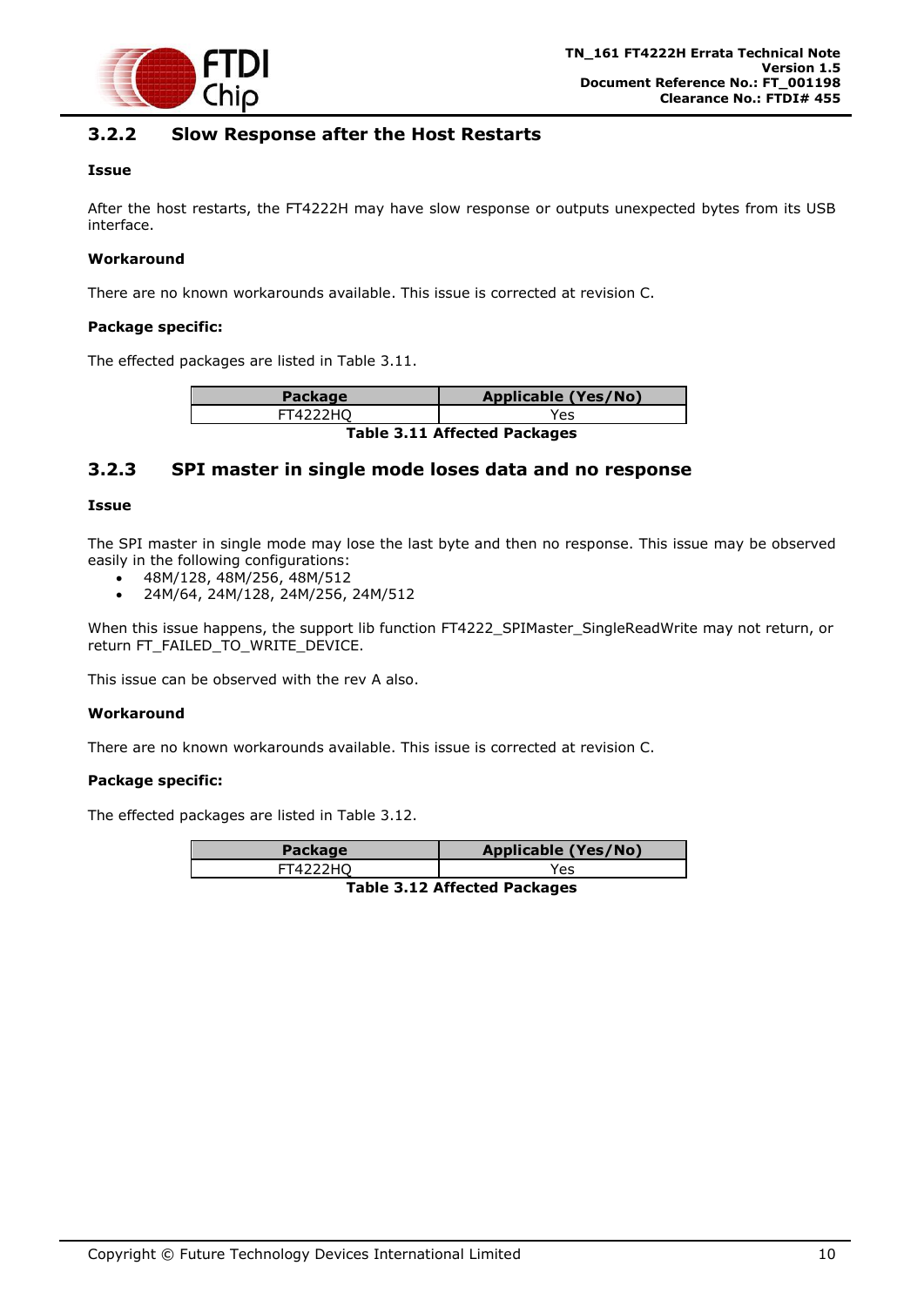### 3.2.2 Slow Response after the Host Restarts

**Issue**

After the host restarts, the FT4222H may have slow response or outputs unexpected bytes from its USB interface.

**Workaround**

There are no known workarounds available. This issue is corrected at revision C.

**Package specific:**

The effected packages are listed in Table 3.11.

| Package | Applicable (Yes/No) |
|---|---|
| FT4222HQ | Yes |

**Table 3.11 Affected Packages**

### 3.2.3 SPI master in single mode loses data and no response

**Issue**

The SPI master in single mode may lose the last byte and then no response. This issue may be observed easily in the following configurations:

- 48M/128, 48M/256, 48M/512
- 24M/64, 24M/128, 24M/256, 24M/512

When this issue happens, the support lib function FT4222_SPIMaster_SingleReadWrite may not return, or return FT_FAILED_TO_WRITE_DEVICE.

This issue can be observed with the rev A also.

**Workaround**

There are no known workarounds available. This issue is corrected at revision C.

**Package specific:**

The effected packages are listed in Table 3.12.

| Package | Applicable (Yes/No) |
|---|---|
| FT4222HQ | Yes |

**Table 3.12 Affected Packages**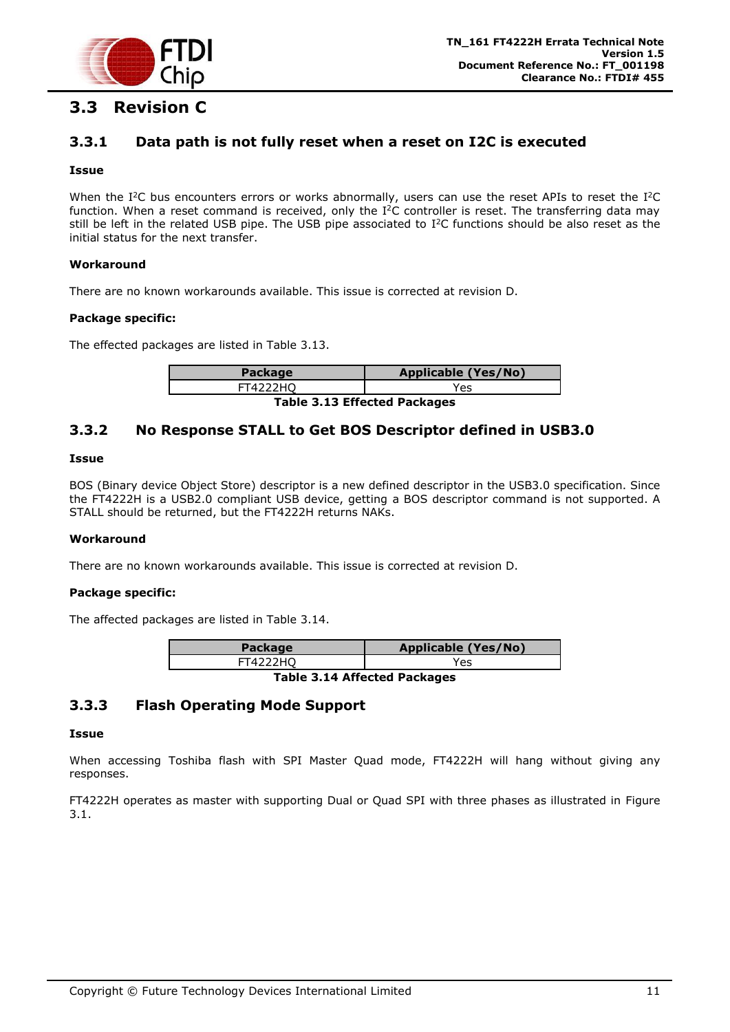## 3.3 Revision C

### 3.3.1 Data path is not fully reset when a reset on I2C is executed

**Issue**

When the I²C bus encounters errors or works abnormally, users can use the reset APIs to reset the I²C function. When a reset command is received, only the I²C controller is reset. The transferring data may still be left in the related USB pipe. The USB pipe associated to I²C functions should be also reset as the initial status for the next transfer.

**Workaround**

There are no known workarounds available. This issue is corrected at revision D.

**Package specific:**

The effected packages are listed in Table 3.13.

| Package | Applicable (Yes/No) |
|---|---|
| FT4222HQ | Yes |

**Table 3.13 Effected Packages**

### 3.3.2 No Response STALL to Get BOS Descriptor defined in USB3.0

**Issue**

BOS (Binary device Object Store) descriptor is a new defined descriptor in the USB3.0 specification. Since the FT4222H is a USB2.0 compliant USB device, getting a BOS descriptor command is not supported. A STALL should be returned, but the FT4222H returns NAKs.

**Workaround**

There are no known workarounds available. This issue is corrected at revision D.

**Package specific:**

The affected packages are listed in Table 3.14.

| Package | Applicable (Yes/No) |
|---|---|
| FT4222HQ | Yes |

**Table 3.14 Affected Packages**

### 3.3.3 Flash Operating Mode Support

**Issue**

When accessing Toshiba flash with SPI Master Quad mode, FT4222H will hang without giving any responses.

FT4222H operates as master with supporting Dual or Quad SPI with three phases as illustrated in Figure 3.1.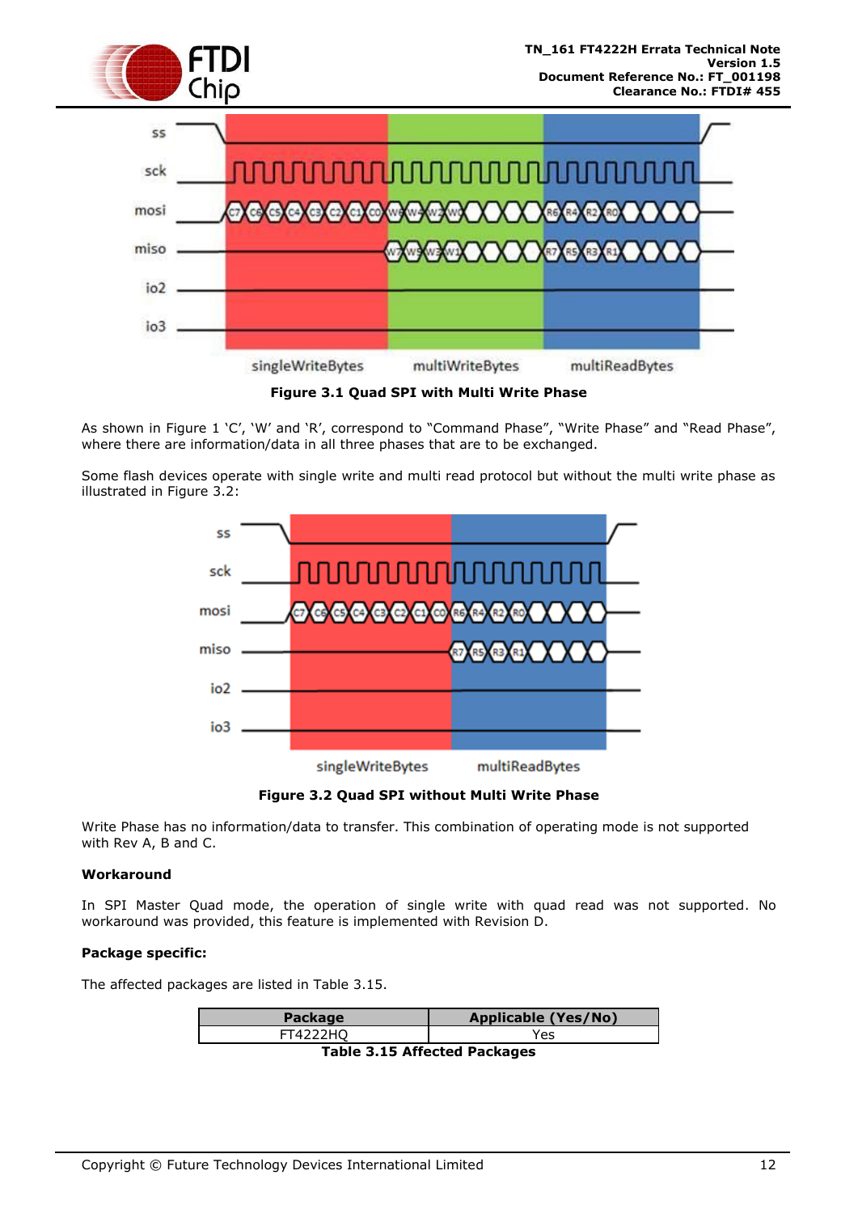Figure 3.1 Quad SPI with Multi Write Phase

As shown in Figure 1 'C', 'W' and 'R', correspond to "Command Phase", "Write Phase" and "Read Phase", where there are information/data in all three phases that are to be exchanged.

Some flash devices operate with single write and multi read protocol but without the multi write phase as illustrated in Figure 3.2:

Figure 3.2 Quad SPI without Multi Write Phase

Write Phase has no information/data to transfer. This combination of operating mode is not supported with Rev A, B and C.

**Workaround**

In SPI Master Quad mode, the operation of single write with quad read was not supported. No workaround was provided, this feature is implemented with Revision D.

**Package specific:**

The affected packages are listed in Table 3.15.

| Package | Applicable (Yes/No) |
|---|---|
| FT4222HQ | Yes |

**Table 3.15 Affected Packages**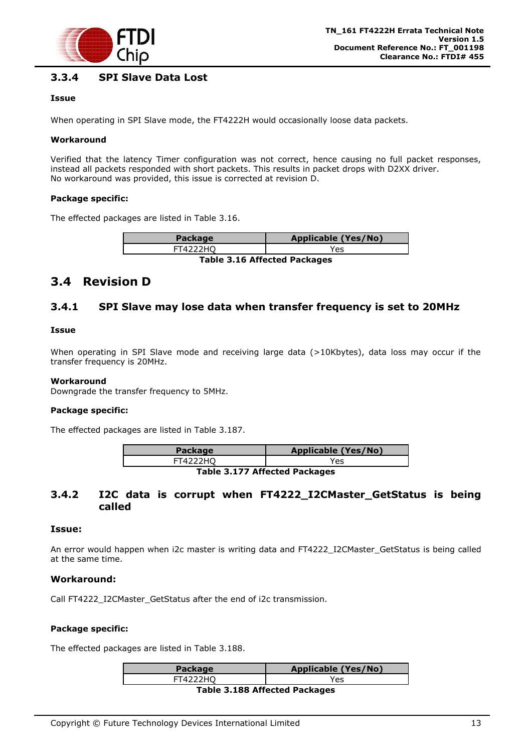### 3.3.4 SPI Slave Data Lost

**Issue**

When operating in SPI Slave mode, the FT4222H would occasionally loose data packets.

**Workaround**

Verified that the latency Timer configuration was not correct, hence causing no full packet responses, instead all packets responded with short packets. This results in packet drops with D2XX driver.
No workaround was provided, this issue is corrected at revision D.

**Package specific:**

The effected packages are listed in Table 3.16.

| Package | Applicable (Yes/No) |
|---|---|
| FT4222HQ | Yes |

**Table 3.16 Affected Packages**

## 3.4 Revision D

### 3.4.1 SPI Slave may lose data when transfer frequency is set to 20MHz

**Issue**

When operating in SPI Slave mode and receiving large data (>10Kbytes), data loss may occur if the transfer frequency is 20MHz.

**Workaround**
Downgrade the transfer frequency to 5MHz.

**Package specific:**

The effected packages are listed in Table 3.187.

| Package | Applicable (Yes/No) |
|---|---|
| FT4222HQ | Yes |

**Table 3.177 Affected Packages**

### 3.4.2 I2C data is corrupt when FT4222_I2CMaster_GetStatus is being called

**Issue:**

An error would happen when i2c master is writing data and FT4222_I2CMaster_GetStatus is being called at the same time.

**Workaround:**

Call FT4222_I2CMaster_GetStatus after the end of i2c transmission.

**Package specific:**

The effected packages are listed in Table 3.188.

| Package | Applicable (Yes/No) |
|---|---|
| FT4222HQ | Yes |

**Table 3.188 Affected Packages**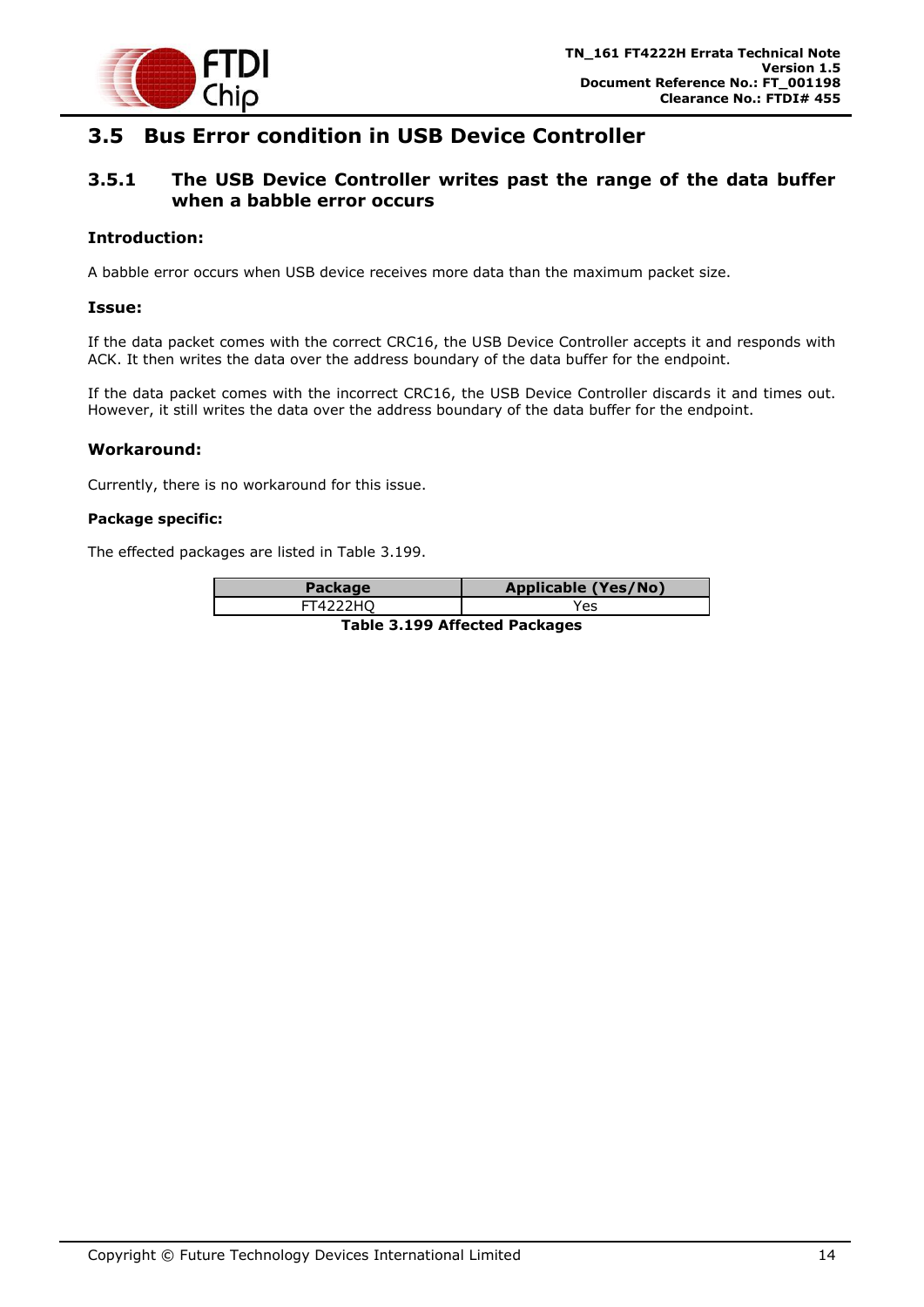## 3.5 Bus Error condition in USB Device Controller

### 3.5.1 The USB Device Controller writes past the range of the data buffer when a babble error occurs

**Introduction:**

A babble error occurs when USB device receives more data than the maximum packet size.

**Issue:**

If the data packet comes with the correct CRC16, the USB Device Controller accepts it and responds with ACK. It then writes the data over the address boundary of the data buffer for the endpoint.

If the data packet comes with the incorrect CRC16, the USB Device Controller discards it and times out. However, it still writes the data over the address boundary of the data buffer for the endpoint.

**Workaround:**

Currently, there is no workaround for this issue.

**Package specific:**

The effected packages are listed in Table 3.199.

| Package | Applicable (Yes/No) |
|---|---|
| FT4222HQ | Yes |

**Table 3.199 Affected Packages**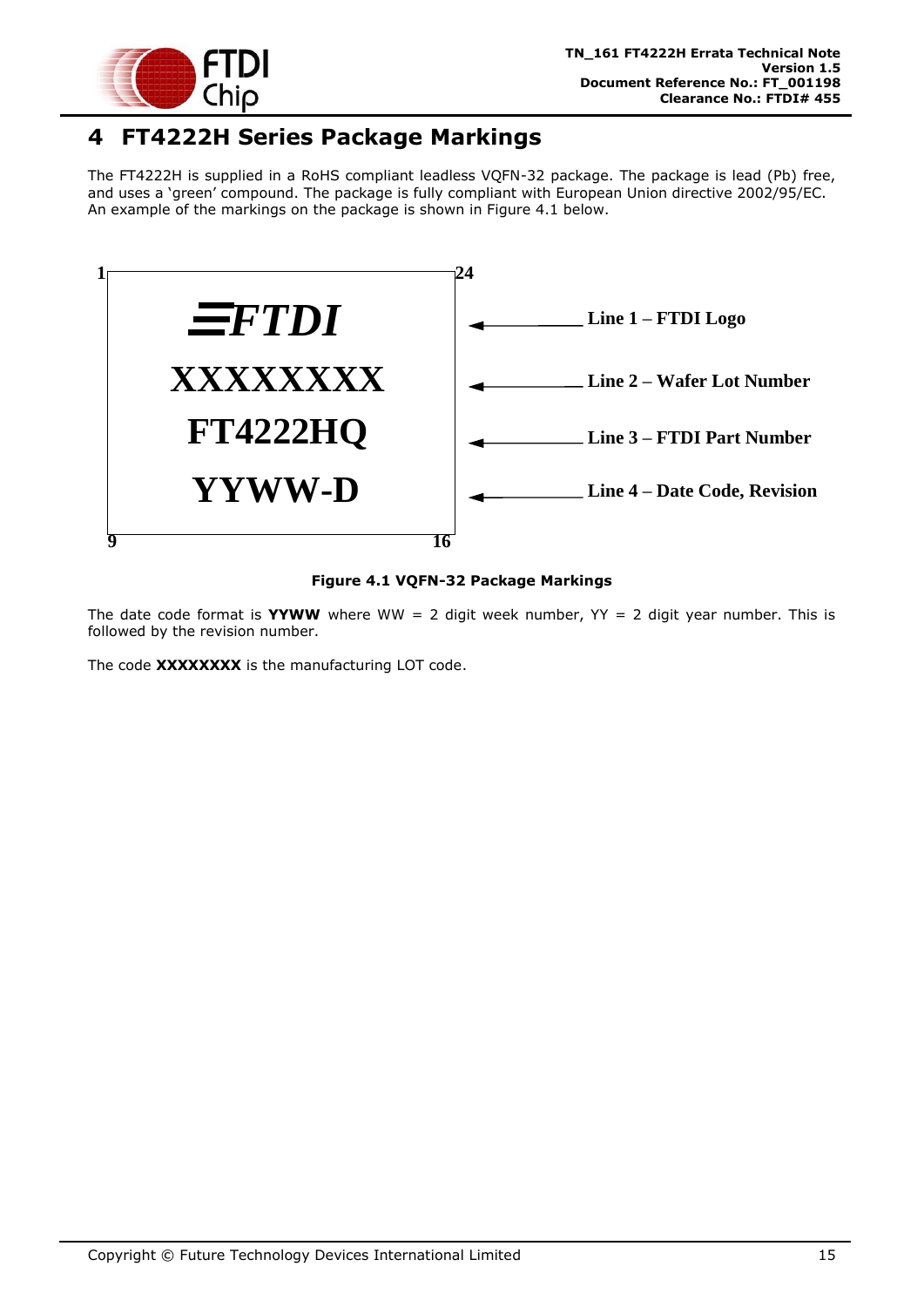# 4 FT4222H Series Package Markings

The FT4222H is supplied in a RoHS compliant leadless VQFN-32 package. The package is lead (Pb) free, and uses a 'green' compound. The package is fully compliant with European Union directive 2002/95/EC. An example of the markings on the package is shown in Figure 4.1 below.

| Package marking | Description |
| --- | --- |
| FTDI | Line 1 – FTDI Logo |
| XXXXXXXX | Line 2 – Wafer Lot Number |
| FT4222HQ | Line 3 – FTDI Part Number |
| YYWW-D | Line 4 – Date Code, Revision |

Pin markings: 1 (top left), 24 (top right), 9 (bottom left), 16 (bottom right).

**Figure 4.1 VQFN-32 Package Markings**

The date code format is **YYWW** where WW = 2 digit week number, YY = 2 digit year number. This is followed by the revision number.

The code **XXXXXXXX** is the manufacturing LOT code.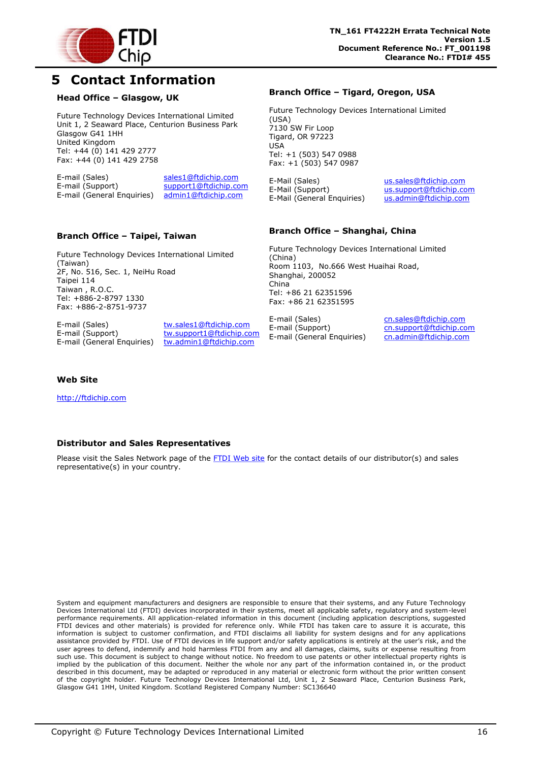# 5 Contact Information

### Head Office – Glasgow, UK

Future Technology Devices International Limited
Unit 1, 2 Seaward Place, Centurion Business Park
Glasgow G41 1HH
United Kingdom
Tel: +44 (0) 141 429 2777
Fax: +44 (0) 141 429 2758

| | |
|---|---|
| E-mail (Sales) | sales1@ftdichip.com |
| E-mail (Support) | support1@ftdichip.com |
| E-mail (General Enquiries) | admin1@ftdichip.com |

### Branch Office – Tigard, Oregon, USA

Future Technology Devices International Limited (USA)
7130 SW Fir Loop
Tigard, OR 97223
USA
Tel: +1 (503) 547 0988
Fax: +1 (503) 547 0987

| | |
|---|---|
| E-Mail (Sales) | us.sales@ftdichip.com |
| E-Mail (Support) | us.support@ftdichip.com |
| E-Mail (General Enquiries) | us.admin@ftdichip.com |

### Branch Office – Taipei, Taiwan

Future Technology Devices International Limited (Taiwan)
2F, No. 516, Sec. 1, NeiHu Road
Taipei 114
Taiwan , R.O.C.
Tel: +886-2-8797 1330
Fax: +886-2-8751-9737

| | |
|---|---|
| E-mail (Sales) | tw.sales1@ftdichip.com |
| E-mail (Support) | tw.support1@ftdichip.com |
| E-mail (General Enquiries) | tw.admin1@ftdichip.com |

### Branch Office – Shanghai, China

Future Technology Devices International Limited (China)
Room 1103, No.666 West Huaihai Road,
Shanghai, 200052
China
Tel: +86 21 62351596
Fax: +86 21 62351595

| | |
|---|---|
| E-mail (Sales) | cn.sales@ftdichip.com |
| E-mail (Support) | cn.support@ftdichip.com |
| E-mail (General Enquiries) | cn.admin@ftdichip.com |

### Web Site

http://ftdichip.com

### Distributor and Sales Representatives

Please visit the Sales Network page of the FTDI Web site for the contact details of our distributor(s) and sales representative(s) in your country.

System and equipment manufacturers and designers are responsible to ensure that their systems, and any Future Technology Devices International Ltd (FTDI) devices incorporated in their systems, meet all applicable safety, regulatory and system-level performance requirements. All application-related information in this document (including application descriptions, suggested FTDI devices and other materials) is provided for reference only. While FTDI has taken care to assure it is accurate, this information is subject to customer confirmation, and FTDI disclaims all liability for system designs and for any applications assistance provided by FTDI. Use of FTDI devices in life support and/or safety applications is entirely at the user's risk, and the user agrees to defend, indemnify and hold harmless FTDI from any and all damages, claims, suits or expense resulting from such use. This document is subject to change without notice. No freedom to use patents or other intellectual property rights is implied by the publication of this document. Neither the whole nor any part of the information contained in, or the product described in this document, may be adapted or reproduced in any material or electronic form without the prior written consent of the copyright holder. Future Technology Devices International Ltd, Unit 1, 2 Seaward Place, Centurion Business Park, Glasgow G41 1HH, United Kingdom. Scotland Registered Company Number: SC136640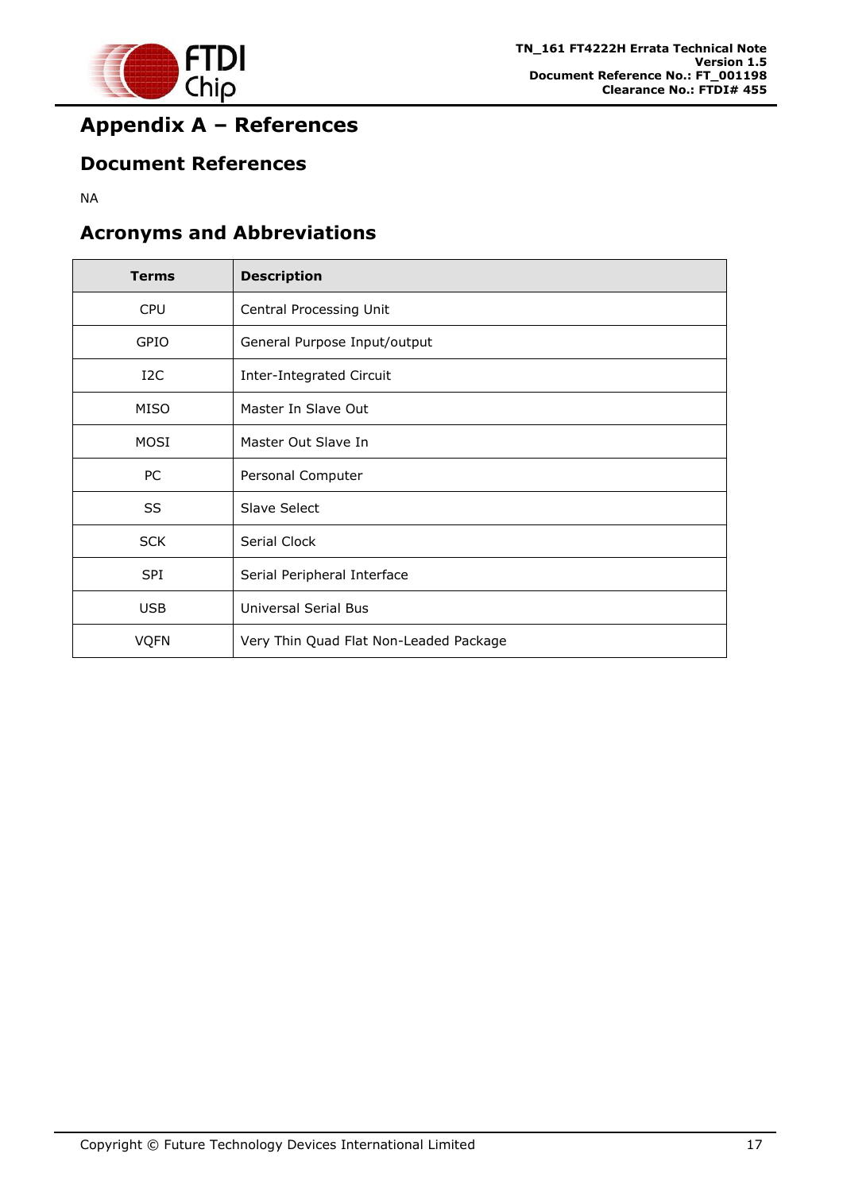# Appendix A – References

## Document References

NA

## Acronyms and Abbreviations

| Terms | Description |
|---|---|
| CPU | Central Processing Unit |
| GPIO | General Purpose Input/output |
| I2C | Inter-Integrated Circuit |
| MISO | Master In Slave Out |
| MOSI | Master Out Slave In |
| PC | Personal Computer |
| SS | Slave Select |
| SCK | Serial Clock |
| SPI | Serial Peripheral Interface |
| USB | Universal Serial Bus |
| VQFN | Very Thin Quad Flat Non-Leaded Package |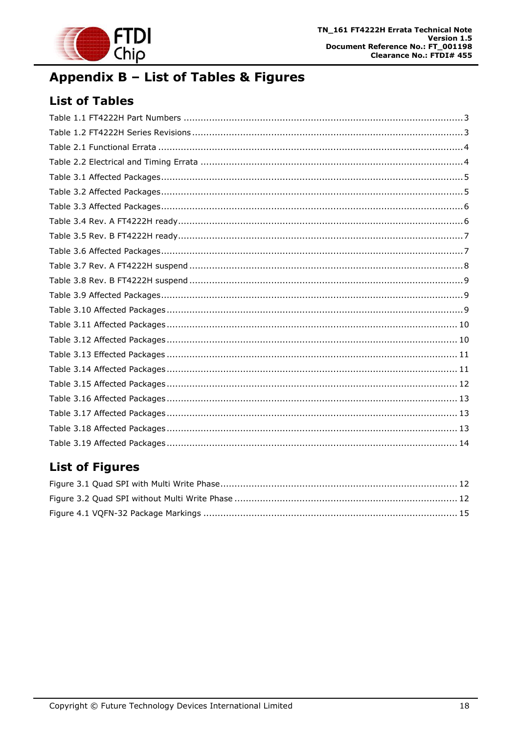# Appendix B – List of Tables & Figures

## List of Tables

Table 1.1 FT4222H Part Numbers .......... 3

Table 1.2 FT4222H Series Revisions .......... 3

Table 2.1 Functional Errata .......... 4

Table 2.2 Electrical and Timing Errata .......... 4

Table 3.1 Affected Packages .......... 5

Table 3.2 Affected Packages .......... 5

Table 3.3 Affected Packages .......... 6

Table 3.4 Rev. A FT4222H ready .......... 6

Table 3.5 Rev. B FT4222H ready .......... 7

Table 3.6 Affected Packages .......... 7

Table 3.7 Rev. A FT4222H suspend .......... 8

Table 3.8 Rev. B FT4222H suspend .......... 9

Table 3.9 Affected Packages .......... 9

Table 3.10 Affected Packages .......... 9

Table 3.11 Affected Packages .......... 10

Table 3.12 Affected Packages .......... 10

Table 3.13 Effected Packages .......... 11

Table 3.14 Affected Packages .......... 11

Table 3.15 Affected Packages .......... 12

Table 3.16 Affected Packages .......... 13

Table 3.17 Affected Packages .......... 13

Table 3.18 Affected Packages .......... 13

Table 3.19 Affected Packages .......... 14

## List of Figures

Figure 3.1 Quad SPI with Multi Write Phase .......... 12

Figure 3.2 Quad SPI without Multi Write Phase .......... 12

Figure 4.1 VQFN-32 Package Markings .......... 15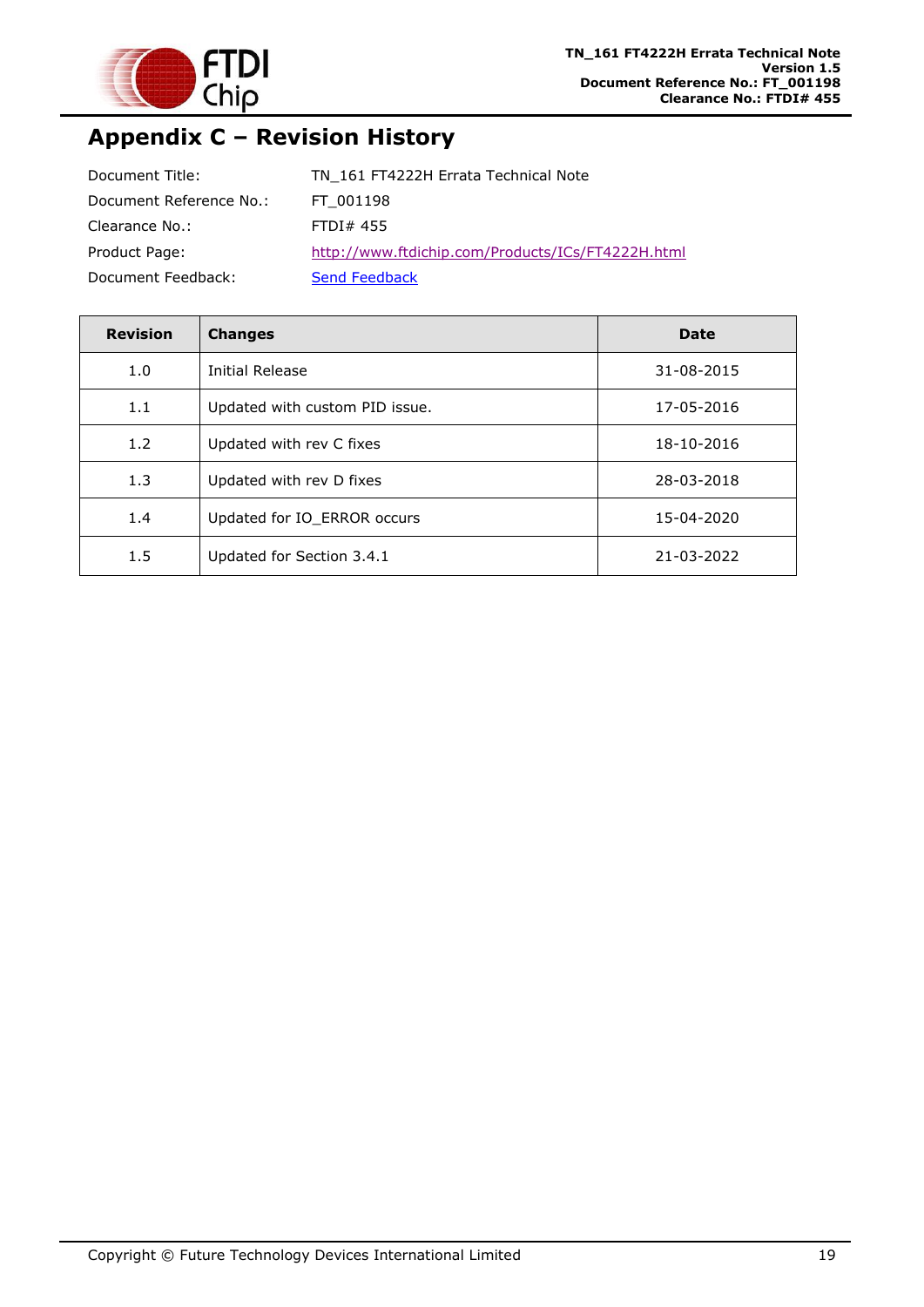# Appendix C – Revision History

| | |
|---|---|
| Document Title: | TN_161 FT4222H Errata Technical Note |
| Document Reference No.: | FT_001198 |
| Clearance No.: | FTDI# 455 |
| Product Page: | http://www.ftdichip.com/Products/ICs/FT4222H.html |
| Document Feedback: | Send Feedback |

| Revision | Changes | Date |
|---|---|---|
| 1.0 | Initial Release | 31-08-2015 |
| 1.1 | Updated with custom PID issue. | 17-05-2016 |
| 1.2 | Updated with rev C fixes | 18-10-2016 |
| 1.3 | Updated with rev D fixes | 28-03-2018 |
| 1.4 | Updated for IO_ERROR occurs | 15-04-2020 |
| 1.5 | Updated for Section 3.4.1 | 21-03-2022 |